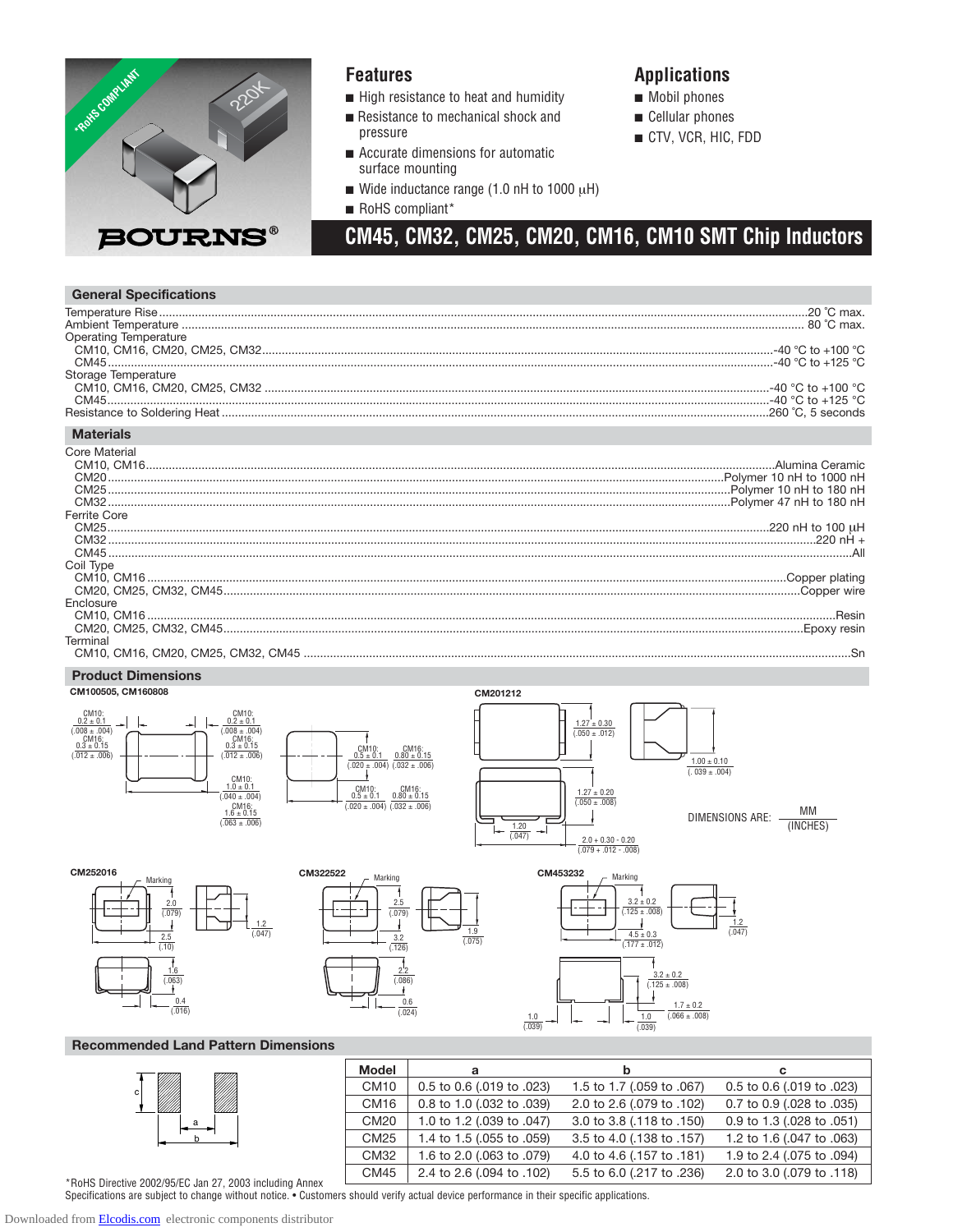*RoHS COMPLIANT

BOURNS®

## Features

- High resistance to heat and humidity
- Resistance to mechanical shock and pressure
- Accurate dimensions for automatic surface mounting
- Wide inductance range (1.0 nH to 1000 µH)
- RoHS compliant*

## Applications

- Mobil phones
- Cellular phones
- CTV, VCR, HIC, FDD

# CM45, CM32, CM25, CM20, CM16, CM10 SMT Chip Inductors

## General Specifications

Temperature Rise ............ 20 °C max.
Ambient Temperature ............ 80 °C max.
Operating Temperature
- CM10, CM16, CM20, CM25, CM32 ............ -40 °C to +100 °C
- CM45 ............ -40 °C to +125 °C

Storage Temperature
- CM10, CM16, CM20, CM25, CM32 ............ -40 °C to +100 °C
- CM45 ............ -40 °C to +125 °C

Resistance to Soldering Heat ............ 260 °C, 5 seconds

## Materials

Core Material
- CM10, CM16 ............ Alumina Ceramic
- CM20 ............ Polymer 10 nH to 1000 nH
- CM25 ............ Polymer 10 nH to 180 nH
- CM32 ............ Polymer 47 nH to 180 nH

Ferrite Core
- CM25 ............ 220 nH to 100 µH
- CM32 ............ 220 nH +
- CM45 ............ All

Coil Type
- CM10, CM16 ............ Copper plating
- CM20, CM25, CM32, CM45 ............ Copper wire

Enclosure
- CM10, CM16 ............ Resin
- CM20, CM25, CM32, CM45 ............ Epoxy resin

Terminal
- CM10, CM16, CM20, CM25, CM32, CM45 ............ Sn

## Product Dimensions

**CM100505, CM160808**

CM10: 0.2 ± 0.1 (.008 ± .004)
CM16: 0.3 ± 0.15 (.012 ± .006)
CM10: 1.0 ± 0.1 (.040 ± .004)
CM16: 1.6 ± 0.15 (.063 ± .006)
CM10: 0.5 ± 0.1 (.020 ± .004) CM16: 0.80 ± 0.15 (.032 ± .006)

**CM201212**

1.27 ± 0.30 (.050 ± .012)
1.00 ± 0.10 (.039 ± .004)
1.27 ± 0.20 (.050 ± .008)
1.20 (.047)
2.0 + 0.30 - 0.20 (.079 + .012 - .008)

DIMENSIONS ARE: MM (INCHES)

**CM252016**

Marking
2.0 (.079)
2.5 (.10)
1.2 (.047)
1.6 (.063)
0.4 (.016)

**CM322522**

Marking
2.5 (.079)
3.2 (.126)
1.9 (.075)
2.2 (.086)
0.6 (.024)

**CM453232**

Marking
3.2 ± 0.2 (.125 ± .008)
4.5 ± 0.3 (.177 ± .012)
1.2 (.047)
3.2 ± 0.2 (.125 ± .008)
1.7 ± 0.2 (.066 ± .008)
1.0 (.039)
1.0 (.039)

## Recommended Land Pattern Dimensions

c
a
b

| Model | a | b | c |
|---|---|---|---|
| CM10 | 0.5 to 0.6 (.019 to .023) | 1.5 to 1.7 (.059 to .067) | 0.5 to 0.6 (.019 to .023) |
| CM16 | 0.8 to 1.0 (.032 to .039) | 2.0 to 2.6 (.079 to .102) | 0.7 to 0.9 (.028 to .035) |
| CM20 | 1.0 to 1.2 (.039 to .047) | 3.0 to 3.8 (.118 to .150) | 0.9 to 1.3 (.028 to .051) |
| CM25 | 1.4 to 1.5 (.055 to .059) | 3.5 to 4.0 (.138 to .157) | 1.2 to 1.6 (.047 to .063) |
| CM32 | 1.6 to 2.0 (.063 to .079) | 4.0 to 4.6 (.157 to .181) | 1.9 to 2.4 (.075 to .094) |
| CM45 | 2.4 to 2.6 (.094 to .102) | 5.5 to 6.0 (.217 to .236) | 2.0 to 3.0 (.079 to .118) |

*RoHS Directive 2002/95/EC Jan 27, 2003 including Annex
Specifications are subject to change without notice. • Customers should verify actual device performance in their specific applications.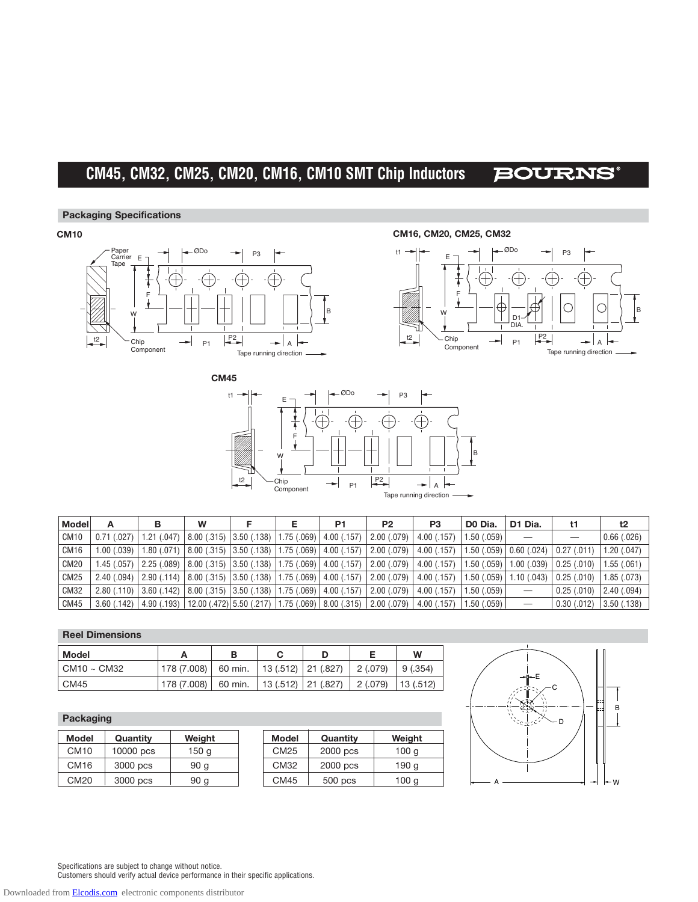## Packaging Specifications

CM10

Paper Carrier Tape
E
ØDo
P3
F
W
B
t2
Chip Component
P1
P2
A
Tape running direction

CM16, CM20, CM25, CM32

t1
E
ØDo
P3
F
W
D1 DIA.
B
t2
Chip Component
P1
P2
A
Tape running direction

CM45

t1
E
ØDo
P3
F
W
B
t2
Chip Component
P1
P2
A
Tape running direction

| Model | A | B | W | F | E | P1 | P2 | P3 | D0 Dia. | D1 Dia. | t1 | t2 |
|---|---|---|---|---|---|---|---|---|---|---|---|---|
| CM10 | 0.71 (.027) | 1.21 (.047) | 8.00 (.315) | 3.50 (.138) | 1.75 (.069) | 4.00 (.157) | 2.00 (.079) | 4.00 (.157) | 1.50 (.059) | — | — | 0.66 (.026) |
| CM16 | 1.00 (.039) | 1.80 (.071) | 8.00 (.315) | 3.50 (.138) | 1.75 (.069) | 4.00 (.157) | 2.00 (.079) | 4.00 (.157) | 1.50 (.059) | 0.60 (.024) | 0.27 (.011) | 1.20 (.047) |
| CM20 | 1.45 (.057) | 2.25 (.089) | 8.00 (.315) | 3.50 (.138) | 1.75 (.069) | 4.00 (.157) | 2.00 (.079) | 4.00 (.157) | 1.50 (.059) | 1.00 (.039) | 0.25 (.010) | 1.55 (.061) |
| CM25 | 2.40 (.094) | 2.90 (.114) | 8.00 (.315) | 3.50 (.138) | 1.75 (.069) | 4.00 (.157) | 2.00 (.079) | 4.00 (.157) | 1.50 (.059) | 1.10 (.043) | 0.25 (.010) | 1.85 (.073) |
| CM32 | 2.80 (.110) | 3.60 (.142) | 8.00 (.315) | 3.50 (.138) | 1.75 (.069) | 4.00 (.157) | 2.00 (.079) | 4.00 (.157) | 1.50 (.059) | — | 0.25 (.010) | 2.40 (.094) |
| CM45 | 3.60 (.142) | 4.90 (.193) | 12.00 (.472) | 5.50 (.217) | 1.75 (.069) | 8.00 (.315) | 2.00 (.079) | 4.00 (.157) | 1.50 (.059) | — | 0.30 (.012) | 3.50 (.138) |

## Reel Dimensions

| Model | A | B | C | D | E | W |
|---|---|---|---|---|---|---|
| CM10 ~ CM32 | 178 (7.008) | 60 min. | 13 (.512) | 21 (.827) | 2 (.079) | 9 (.354) |
| CM45 | 178 (7.008) | 60 min. | 13 (.512) | 21 (.827) | 2 (.079) | 13 (.512) |

E
C
D
B
A
W

## Packaging

| Model | Quantity | Weight |
|---|---|---|
| CM10 | 10000 pcs | 150 g |
| CM16 | 3000 pcs | 90 g |
| CM20 | 3000 pcs | 90 g |

| Model | Quantity | Weight |
|---|---|---|
| CM25 | 2000 pcs | 100 g |
| CM32 | 2000 pcs | 190 g |
| CM45 | 500 pcs | 100 g |

Specifications are subject to change without notice.
Customers should verify actual device performance in their specific applications.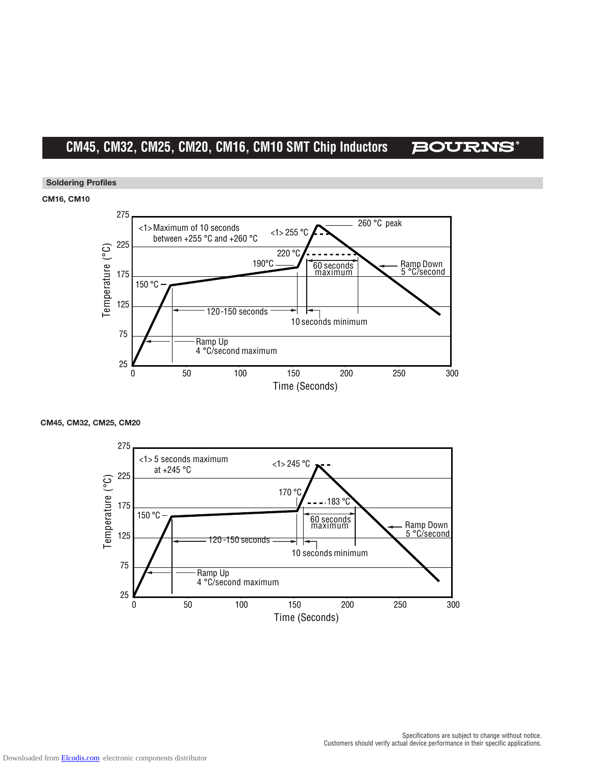## Soldering Profiles

**CM16, CM10**

275
225
175
125
75
25
Temperature (°C)
0
50
100
150
200
250
300
Time (Seconds)

<1> Maximum of 10 seconds between +255 °C and +260 °C
<1> 255 °C
260 °C peak
220 °C
190°C
150 °C
60 seconds maximum
Ramp Down 5 °C/second
120-150 seconds
10 seconds minimum
Ramp Up 4 °C/second maximum

**CM45, CM32, CM25, CM20**

275
225
175
125
75
25
Temperature (°C)
0
50
100
150
200
250
300
Time (Seconds)

<1> 5 seconds maximum at +245 °C
<1> 245 °C
170 °C
183 °C
150 °C
60 seconds maximum
Ramp Down 5 °C/second
120-150 seconds
10 seconds minimum
Ramp Up 4 °C/second maximum

Specifications are subject to change without notice.
Customers should verify actual device performance in their specific applications.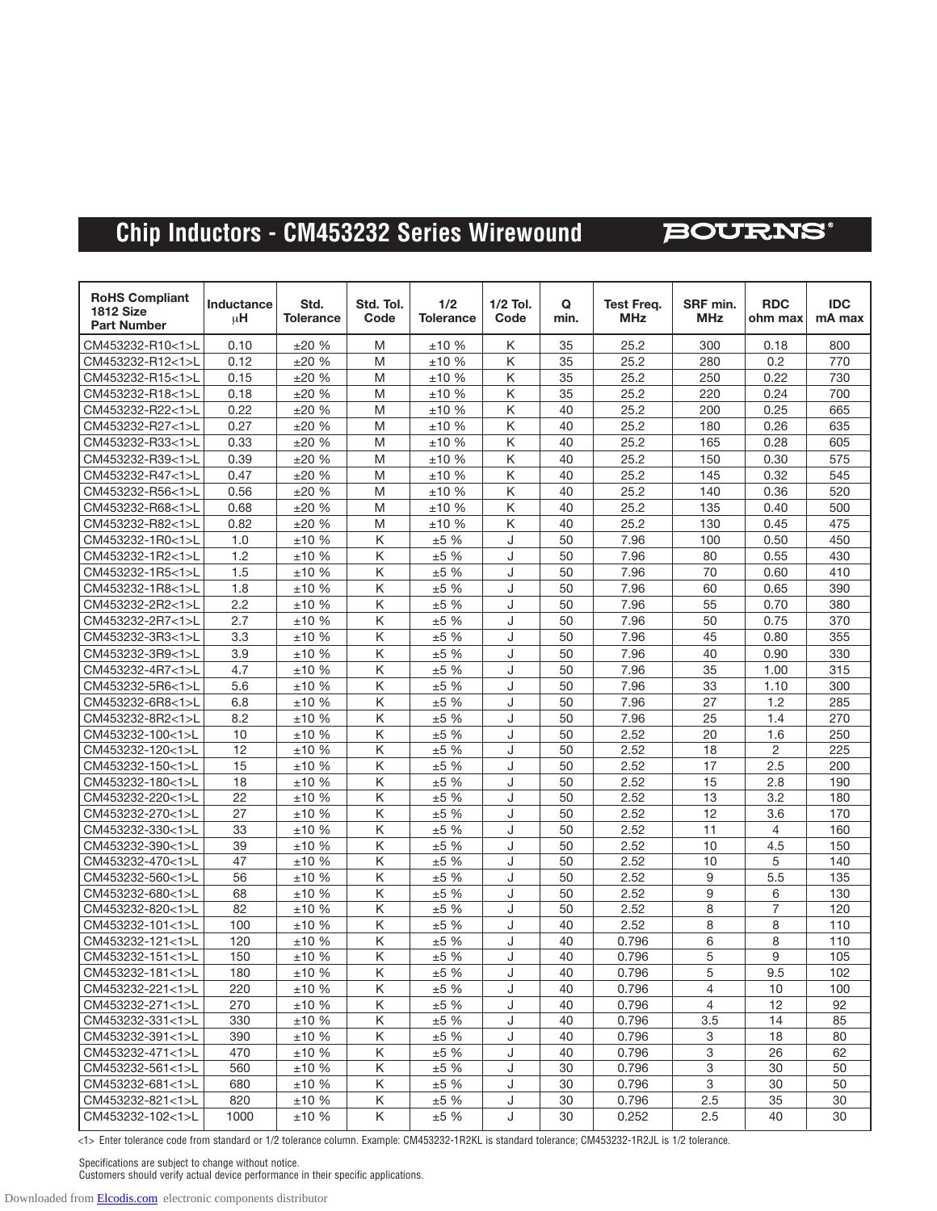# Chip Inductors - CM453232 Series Wirewound

BOURNS®

| RoHS Compliant 1812 Size Part Number | Inductance μH | Std. Tolerance | Std. Tol. Code | 1/2 Tolerance | 1/2 Tol. Code | Q min. | Test Freq. MHz | SRF min. MHz | RDC ohm max | IDC mA max |
|---|---|---|---|---|---|---|---|---|---|---|
| CM453232-R10<1>L | 0.10 | ±20 % | M | ±10 % | K | 35 | 25.2 | 300 | 0.18 | 800 |
| CM453232-R12<1>L | 0.12 | ±20 % | M | ±10 % | K | 35 | 25.2 | 280 | 0.2 | 770 |
| CM453232-R15<1>L | 0.15 | ±20 % | M | ±10 % | K | 35 | 25.2 | 250 | 0.22 | 730 |
| CM453232-R18<1>L | 0.18 | ±20 % | M | ±10 % | K | 35 | 25.2 | 220 | 0.24 | 700 |
| CM453232-R22<1>L | 0.22 | ±20 % | M | ±10 % | K | 40 | 25.2 | 200 | 0.25 | 665 |
| CM453232-R27<1>L | 0.27 | ±20 % | M | ±10 % | K | 40 | 25.2 | 180 | 0.26 | 635 |
| CM453232-R33<1>L | 0.33 | ±20 % | M | ±10 % | K | 40 | 25.2 | 165 | 0.28 | 605 |
| CM453232-R39<1>L | 0.39 | ±20 % | M | ±10 % | K | 40 | 25.2 | 150 | 0.30 | 575 |
| CM453232-R47<1>L | 0.47 | ±20 % | M | ±10 % | K | 40 | 25.2 | 145 | 0.32 | 545 |
| CM453232-R56<1>L | 0.56 | ±20 % | M | ±10 % | K | 40 | 25.2 | 140 | 0.36 | 520 |
| CM453232-R68<1>L | 0.68 | ±20 % | M | ±10 % | K | 40 | 25.2 | 135 | 0.40 | 500 |
| CM453232-R82<1>L | 0.82 | ±20 % | M | ±10 % | K | 40 | 25.2 | 130 | 0.45 | 475 |
| CM453232-1R0<1>L | 1.0 | ±10 % | K | ±5 % | J | 50 | 7.96 | 100 | 0.50 | 450 |
| CM453232-1R2<1>L | 1.2 | ±10 % | K | ±5 % | J | 50 | 7.96 | 80 | 0.55 | 430 |
| CM453232-1R5<1>L | 1.5 | ±10 % | K | ±5 % | J | 50 | 7.96 | 70 | 0.60 | 410 |
| CM453232-1R8<1>L | 1.8 | ±10 % | K | ±5 % | J | 50 | 7.96 | 60 | 0.65 | 390 |
| CM453232-2R2<1>L | 2.2 | ±10 % | K | ±5 % | J | 50 | 7.96 | 55 | 0.70 | 380 |
| CM453232-2R7<1>L | 2.7 | ±10 % | K | ±5 % | J | 50 | 7.96 | 50 | 0.75 | 370 |
| CM453232-3R3<1>L | 3.3 | ±10 % | K | ±5 % | J | 50 | 7.96 | 45 | 0.80 | 355 |
| CM453232-3R9<1>L | 3.9 | ±10 % | K | ±5 % | J | 50 | 7.96 | 40 | 0.90 | 330 |
| CM453232-4R7<1>L | 4.7 | ±10 % | K | ±5 % | J | 50 | 7.96 | 35 | 1.00 | 315 |
| CM453232-5R6<1>L | 5.6 | ±10 % | K | ±5 % | J | 50 | 7.96 | 33 | 1.10 | 300 |
| CM453232-6R8<1>L | 6.8 | ±10 % | K | ±5 % | J | 50 | 7.96 | 27 | 1.2 | 285 |
| CM453232-8R2<1>L | 8.2 | ±10 % | K | ±5 % | J | 50 | 7.96 | 25 | 1.4 | 270 |
| CM453232-100<1>L | 10 | ±10 % | K | ±5 % | J | 50 | 2.52 | 20 | 1.6 | 250 |
| CM453232-120<1>L | 12 | ±10 % | K | ±5 % | J | 50 | 2.52 | 18 | 2 | 225 |
| CM453232-150<1>L | 15 | ±10 % | K | ±5 % | J | 50 | 2.52 | 17 | 2.5 | 200 |
| CM453232-180<1>L | 18 | ±10 % | K | ±5 % | J | 50 | 2.52 | 15 | 2.8 | 190 |
| CM453232-220<1>L | 22 | ±10 % | K | ±5 % | J | 50 | 2.52 | 13 | 3.2 | 180 |
| CM453232-270<1>L | 27 | ±10 % | K | ±5 % | J | 50 | 2.52 | 12 | 3.6 | 170 |
| CM453232-330<1>L | 33 | ±10 % | K | ±5 % | J | 50 | 2.52 | 11 | 4 | 160 |
| CM453232-390<1>L | 39 | ±10 % | K | ±5 % | J | 50 | 2.52 | 10 | 4.5 | 150 |
| CM453232-470<1>L | 47 | ±10 % | K | ±5 % | J | 50 | 2.52 | 10 | 5 | 140 |
| CM453232-560<1>L | 56 | ±10 % | K | ±5 % | J | 50 | 2.52 | 9 | 5.5 | 135 |
| CM453232-680<1>L | 68 | ±10 % | K | ±5 % | J | 50 | 2.52 | 9 | 6 | 130 |
| CM453232-820<1>L | 82 | ±10 % | K | ±5 % | J | 50 | 2.52 | 8 | 7 | 120 |
| CM453232-101<1>L | 100 | ±10 % | K | ±5 % | J | 40 | 2.52 | 8 | 8 | 110 |
| CM453232-121<1>L | 120 | ±10 % | K | ±5 % | J | 40 | 0.796 | 6 | 8 | 110 |
| CM453232-151<1>L | 150 | ±10 % | K | ±5 % | J | 40 | 0.796 | 5 | 9 | 105 |
| CM453232-181<1>L | 180 | ±10 % | K | ±5 % | J | 40 | 0.796 | 5 | 9.5 | 102 |
| CM453232-221<1>L | 220 | ±10 % | K | ±5 % | J | 40 | 0.796 | 4 | 10 | 100 |
| CM453232-271<1>L | 270 | ±10 % | K | ±5 % | J | 40 | 0.796 | 4 | 12 | 92 |
| CM453232-331<1>L | 330 | ±10 % | K | ±5 % | J | 40 | 0.796 | 3.5 | 14 | 85 |
| CM453232-391<1>L | 390 | ±10 % | K | ±5 % | J | 40 | 0.796 | 3 | 18 | 80 |
| CM453232-471<1>L | 470 | ±10 % | K | ±5 % | J | 40 | 0.796 | 3 | 26 | 62 |
| CM453232-561<1>L | 560 | ±10 % | K | ±5 % | J | 30 | 0.796 | 3 | 30 | 50 |
| CM453232-681<1>L | 680 | ±10 % | K | ±5 % | J | 30 | 0.796 | 3 | 30 | 50 |
| CM453232-821<1>L | 820 | ±10 % | K | ±5 % | J | 30 | 0.796 | 2.5 | 35 | 30 |
| CM453232-102<1>L | 1000 | ±10 % | K | ±5 % | J | 30 | 0.252 | 2.5 | 40 | 30 |

<1> Enter tolerance code from standard or 1/2 tolerance column. Example: CM453232-1R2KL is standard tolerance; CM453232-1R2JL is 1/2 tolerance.

Specifications are subject to change without notice.
Customers should verify actual device performance in their specific applications.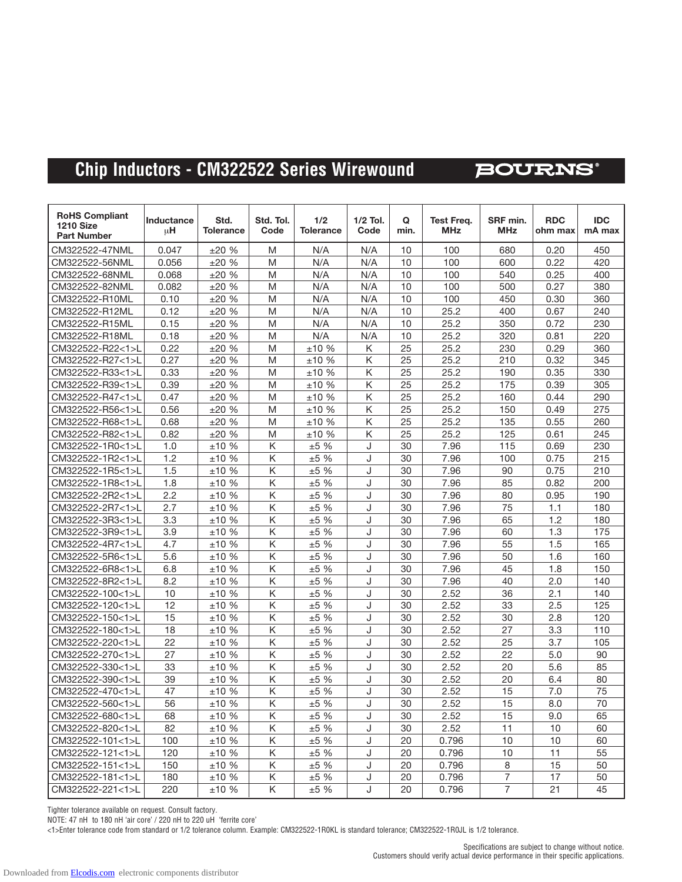# Chip Inductors - CM322522 Series Wirewound

BOURNS®

| RoHS Compliant 1210 Size Part Number | Inductance µH | Std. Tolerance | Std. Tol. Code | 1/2 Tolerance | 1/2 Tol. Code | Q min. | Test Freq. MHz | SRF min. MHz | RDC ohm max | IDC mA max |
|---|---|---|---|---|---|---|---|---|---|---|
| CM322522-47NML | 0.047 | ±20 % | M | N/A | N/A | 10 | 100 | 680 | 0.20 | 450 |
| CM322522-56NML | 0.056 | ±20 % | M | N/A | N/A | 10 | 100 | 600 | 0.22 | 420 |
| CM322522-68NML | 0.068 | ±20 % | M | N/A | N/A | 10 | 100 | 540 | 0.25 | 400 |
| CM322522-82NML | 0.082 | ±20 % | M | N/A | N/A | 10 | 100 | 500 | 0.27 | 380 |
| CM322522-R10ML | 0.10 | ±20 % | M | N/A | N/A | 10 | 100 | 450 | 0.30 | 360 |
| CM322522-R12ML | 0.12 | ±20 % | M | N/A | N/A | 10 | 25.2 | 400 | 0.67 | 240 |
| CM322522-R15ML | 0.15 | ±20 % | M | N/A | N/A | 10 | 25.2 | 350 | 0.72 | 230 |
| CM322522-R18ML | 0.18 | ±20 % | M | N/A | N/A | 10 | 25.2 | 320 | 0.81 | 220 |
| CM322522-R22<1>L | 0.22 | ±20 % | M | ±10 % | K | 25 | 25.2 | 230 | 0.29 | 360 |
| CM322522-R27<1>L | 0.27 | ±20 % | M | ±10 % | K | 25 | 25.2 | 210 | 0.32 | 345 |
| CM322522-R33<1>L | 0.33 | ±20 % | M | ±10 % | K | 25 | 25.2 | 190 | 0.35 | 330 |
| CM322522-R39<1>L | 0.39 | ±20 % | M | ±10 % | K | 25 | 25.2 | 175 | 0.39 | 305 |
| CM322522-R47<1>L | 0.47 | ±20 % | M | ±10 % | K | 25 | 25.2 | 160 | 0.44 | 290 |
| CM322522-R56<1>L | 0.56 | ±20 % | M | ±10 % | K | 25 | 25.2 | 150 | 0.49 | 275 |
| CM322522-R68<1>L | 0.68 | ±20 % | M | ±10 % | K | 25 | 25.2 | 135 | 0.55 | 260 |
| CM322522-R82<1>L | 0.82 | ±20 % | M | ±10 % | K | 25 | 25.2 | 125 | 0.61 | 245 |
| CM322522-1R0<1>L | 1.0 | ±10 % | K | ±5 % | J | 30 | 7.96 | 115 | 0.69 | 230 |
| CM322522-1R2<1>L | 1.2 | ±10 % | K | ±5 % | J | 30 | 7.96 | 100 | 0.75 | 215 |
| CM322522-1R5<1>L | 1.5 | ±10 % | K | ±5 % | J | 30 | 7.96 | 90 | 0.75 | 210 |
| CM322522-1R8<1>L | 1.8 | ±10 % | K | ±5 % | J | 30 | 7.96 | 85 | 0.82 | 200 |
| CM322522-2R2<1>L | 2.2 | ±10 % | K | ±5 % | J | 30 | 7.96 | 80 | 0.95 | 190 |
| CM322522-2R7<1>L | 2.7 | ±10 % | K | ±5 % | J | 30 | 7.96 | 75 | 1.1 | 180 |
| CM322522-3R3<1>L | 3.3 | ±10 % | K | ±5 % | J | 30 | 7.96 | 65 | 1.2 | 180 |
| CM322522-3R9<1>L | 3.9 | ±10 % | K | ±5 % | J | 30 | 7.96 | 60 | 1.3 | 175 |
| CM322522-4R7<1>L | 4.7 | ±10 % | K | ±5 % | J | 30 | 7.96 | 55 | 1.5 | 165 |
| CM322522-5R6<1>L | 5.6 | ±10 % | K | ±5 % | J | 30 | 7.96 | 50 | 1.6 | 160 |
| CM322522-6R8<1>L | 6.8 | ±10 % | K | ±5 % | J | 30 | 7.96 | 45 | 1.8 | 150 |
| CM322522-8R2<1>L | 8.2 | ±10 % | K | ±5 % | J | 30 | 7.96 | 40 | 2.0 | 140 |
| CM322522-100<1>L | 10 | ±10 % | K | ±5 % | J | 30 | 2.52 | 36 | 2.1 | 140 |
| CM322522-120<1>L | 12 | ±10 % | K | ±5 % | J | 30 | 2.52 | 33 | 2.5 | 125 |
| CM322522-150<1>L | 15 | ±10 % | K | ±5 % | J | 30 | 2.52 | 30 | 2.8 | 120 |
| CM322522-180<1>L | 18 | ±10 % | K | ±5 % | J | 30 | 2.52 | 27 | 3.3 | 110 |
| CM322522-220<1>L | 22 | ±10 % | K | ±5 % | J | 30 | 2.52 | 25 | 3.7 | 105 |
| CM322522-270<1>L | 27 | ±10 % | K | ±5 % | J | 30 | 2.52 | 22 | 5.0 | 90 |
| CM322522-330<1>L | 33 | ±10 % | K | ±5 % | J | 30 | 2.52 | 20 | 5.6 | 85 |
| CM322522-390<1>L | 39 | ±10 % | K | ±5 % | J | 30 | 2.52 | 20 | 6.4 | 80 |
| CM322522-470<1>L | 47 | ±10 % | K | ±5 % | J | 30 | 2.52 | 15 | 7.0 | 75 |
| CM322522-560<1>L | 56 | ±10 % | K | ±5 % | J | 30 | 2.52 | 15 | 8.0 | 70 |
| CM322522-680<1>L | 68 | ±10 % | K | ±5 % | J | 30 | 2.52 | 15 | 9.0 | 65 |
| CM322522-820<1>L | 82 | ±10 % | K | ±5 % | J | 30 | 2.52 | 11 | 10 | 60 |
| CM322522-101<1>L | 100 | ±10 % | K | ±5 % | J | 20 | 0.796 | 10 | 10 | 60 |
| CM322522-121<1>L | 120 | ±10 % | K | ±5 % | J | 20 | 0.796 | 10 | 11 | 55 |
| CM322522-151<1>L | 150 | ±10 % | K | ±5 % | J | 20 | 0.796 | 8 | 15 | 50 |
| CM322522-181<1>L | 180 | ±10 % | K | ±5 % | J | 20 | 0.796 | 7 | 17 | 50 |
| CM322522-221<1>L | 220 | ±10 % | K | ±5 % | J | 20 | 0.796 | 7 | 21 | 45 |

Tighter tolerance available on request. Consult factory.

NOTE: 47 nH to 180 nH 'air core' / 220 nH to 220 uH 'ferrite core'

<1>Enter tolerance code from standard or 1/2 tolerance column. Example: CM322522-1R0KL is standard tolerance; CM322522-1R0JL is 1/2 tolerance.

Specifications are subject to change without notice.
Customers should verify actual device performance in their specific applications.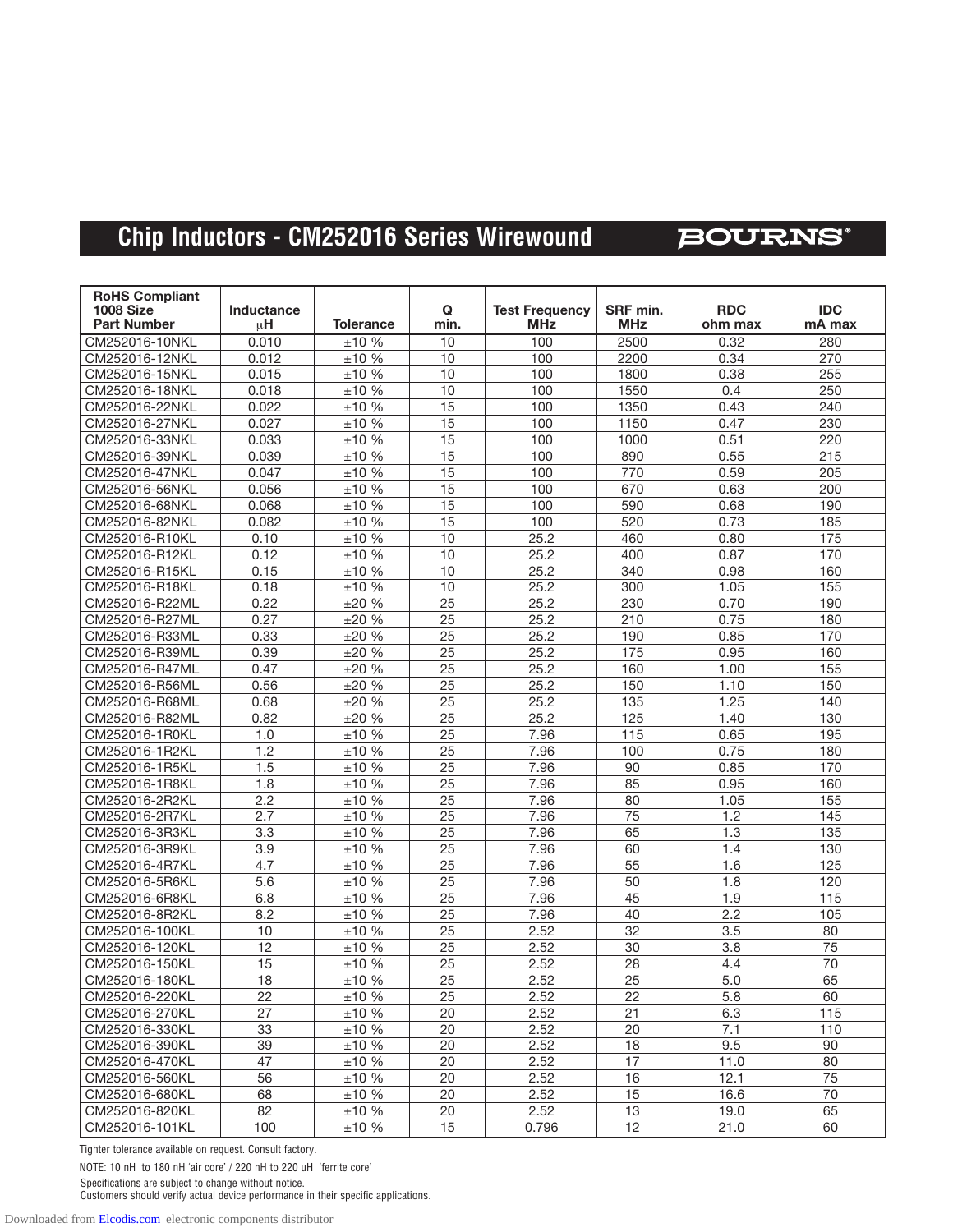# Chip Inductors - CM252016 Series Wirewound

BOURNS®

| RoHS Compliant 1008 Size Part Number | Inductance μH | Tolerance | Q min. | Test Frequency MHz | SRF min. MHz | RDC ohm max | IDC mA max |
|---|---|---|---|---|---|---|---|
| CM252016-10NKL | 0.010 | ±10 % | 10 | 100 | 2500 | 0.32 | 280 |
| CM252016-12NKL | 0.012 | ±10 % | 10 | 100 | 2200 | 0.34 | 270 |
| CM252016-15NKL | 0.015 | ±10 % | 10 | 100 | 1800 | 0.38 | 255 |
| CM252016-18NKL | 0.018 | ±10 % | 10 | 100 | 1550 | 0.4 | 250 |
| CM252016-22NKL | 0.022 | ±10 % | 15 | 100 | 1350 | 0.43 | 240 |
| CM252016-27NKL | 0.027 | ±10 % | 15 | 100 | 1150 | 0.47 | 230 |
| CM252016-33NKL | 0.033 | ±10 % | 15 | 100 | 1000 | 0.51 | 220 |
| CM252016-39NKL | 0.039 | ±10 % | 15 | 100 | 890 | 0.55 | 215 |
| CM252016-47NKL | 0.047 | ±10 % | 15 | 100 | 770 | 0.59 | 205 |
| CM252016-56NKL | 0.056 | ±10 % | 15 | 100 | 670 | 0.63 | 200 |
| CM252016-68NKL | 0.068 | ±10 % | 15 | 100 | 590 | 0.68 | 190 |
| CM252016-82NKL | 0.082 | ±10 % | 15 | 100 | 520 | 0.73 | 185 |
| CM252016-R10KL | 0.10 | ±10 % | 10 | 25.2 | 460 | 0.80 | 175 |
| CM252016-R12KL | 0.12 | ±10 % | 10 | 25.2 | 400 | 0.87 | 170 |
| CM252016-R15KL | 0.15 | ±10 % | 10 | 25.2 | 340 | 0.98 | 160 |
| CM252016-R18KL | 0.18 | ±10 % | 10 | 25.2 | 300 | 1.05 | 155 |
| CM252016-R22ML | 0.22 | ±20 % | 25 | 25.2 | 230 | 0.70 | 190 |
| CM252016-R27ML | 0.27 | ±20 % | 25 | 25.2 | 210 | 0.75 | 180 |
| CM252016-R33ML | 0.33 | ±20 % | 25 | 25.2 | 190 | 0.85 | 170 |
| CM252016-R39ML | 0.39 | ±20 % | 25 | 25.2 | 175 | 0.95 | 160 |
| CM252016-R47ML | 0.47 | ±20 % | 25 | 25.2 | 160 | 1.00 | 155 |
| CM252016-R56ML | 0.56 | ±20 % | 25 | 25.2 | 150 | 1.10 | 150 |
| CM252016-R68ML | 0.68 | ±20 % | 25 | 25.2 | 135 | 1.25 | 140 |
| CM252016-R82ML | 0.82 | ±20 % | 25 | 25.2 | 125 | 1.40 | 130 |
| CM252016-1R0KL | 1.0 | ±10 % | 25 | 7.96 | 115 | 0.65 | 195 |
| CM252016-1R2KL | 1.2 | ±10 % | 25 | 7.96 | 100 | 0.75 | 180 |
| CM252016-1R5KL | 1.5 | ±10 % | 25 | 7.96 | 90 | 0.85 | 170 |
| CM252016-1R8KL | 1.8 | ±10 % | 25 | 7.96 | 85 | 0.95 | 160 |
| CM252016-2R2KL | 2.2 | ±10 % | 25 | 7.96 | 80 | 1.05 | 155 |
| CM252016-2R7KL | 2.7 | ±10 % | 25 | 7.96 | 75 | 1.2 | 145 |
| CM252016-3R3KL | 3.3 | ±10 % | 25 | 7.96 | 65 | 1.3 | 135 |
| CM252016-3R9KL | 3.9 | ±10 % | 25 | 7.96 | 60 | 1.4 | 130 |
| CM252016-4R7KL | 4.7 | ±10 % | 25 | 7.96 | 55 | 1.6 | 125 |
| CM252016-5R6KL | 5.6 | ±10 % | 25 | 7.96 | 50 | 1.8 | 120 |
| CM252016-6R8KL | 6.8 | ±10 % | 25 | 7.96 | 45 | 1.9 | 115 |
| CM252016-8R2KL | 8.2 | ±10 % | 25 | 7.96 | 40 | 2.2 | 105 |
| CM252016-100KL | 10 | ±10 % | 25 | 2.52 | 32 | 3.5 | 80 |
| CM252016-120KL | 12 | ±10 % | 25 | 2.52 | 30 | 3.8 | 75 |
| CM252016-150KL | 15 | ±10 % | 25 | 2.52 | 28 | 4.4 | 70 |
| CM252016-180KL | 18 | ±10 % | 25 | 2.52 | 25 | 5.0 | 65 |
| CM252016-220KL | 22 | ±10 % | 25 | 2.52 | 22 | 5.8 | 60 |
| CM252016-270KL | 27 | ±10 % | 20 | 2.52 | 21 | 6.3 | 115 |
| CM252016-330KL | 33 | ±10 % | 20 | 2.52 | 20 | 7.1 | 110 |
| CM252016-390KL | 39 | ±10 % | 20 | 2.52 | 18 | 9.5 | 90 |
| CM252016-470KL | 47 | ±10 % | 20 | 2.52 | 17 | 11.0 | 80 |
| CM252016-560KL | 56 | ±10 % | 20 | 2.52 | 16 | 12.1 | 75 |
| CM252016-680KL | 68 | ±10 % | 20 | 2.52 | 15 | 16.6 | 70 |
| CM252016-820KL | 82 | ±10 % | 20 | 2.52 | 13 | 19.0 | 65 |
| CM252016-101KL | 100 | ±10 % | 15 | 0.796 | 12 | 21.0 | 60 |

Tighter tolerance available on request. Consult factory.

NOTE: 10 nH to 180 nH 'air core' / 220 nH to 220 uH 'ferrite core'

Specifications are subject to change without notice.
Customers should verify actual device performance in their specific applications.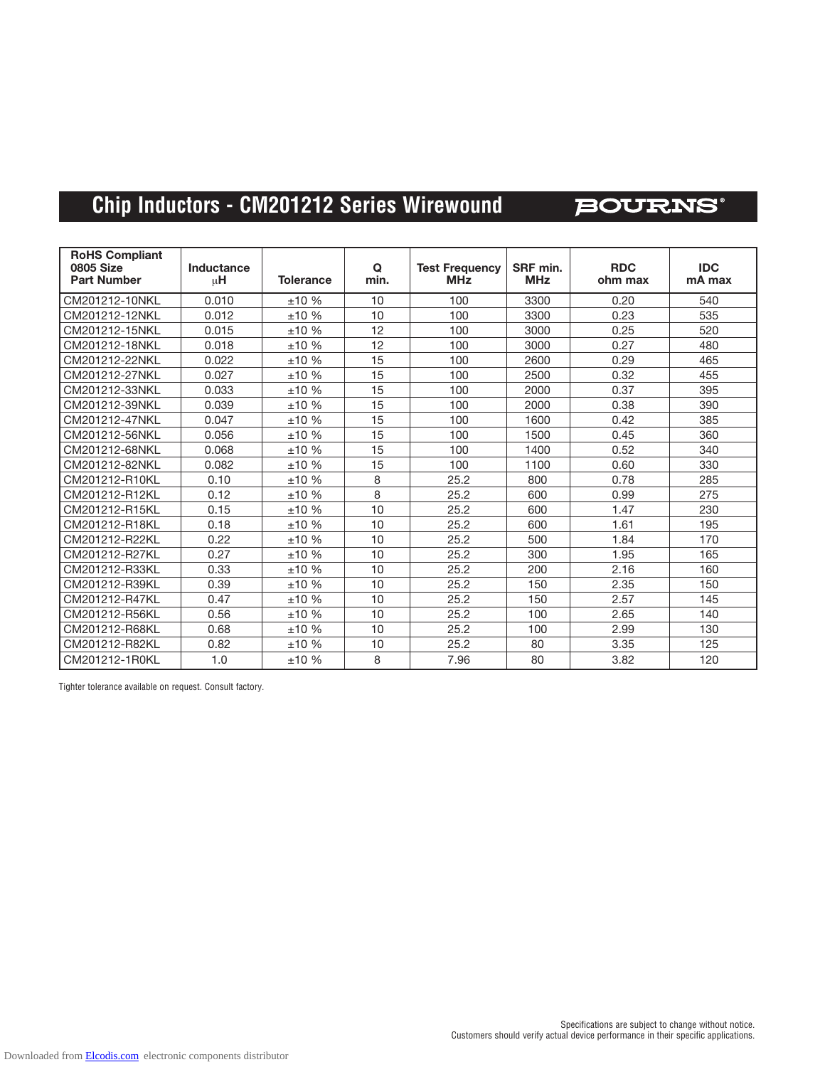# Chip Inductors - CM201212 Series Wirewound

BOURNS®

| RoHS Compliant 0805 Size Part Number | Inductance μH | Tolerance | Q min. | Test Frequency MHz | SRF min. MHz | RDC ohm max | IDC mA max |
|---|---|---|---|---|---|---|---|
| CM201212-10NKL | 0.010 | ±10 % | 10 | 100 | 3300 | 0.20 | 540 |
| CM201212-12NKL | 0.012 | ±10 % | 10 | 100 | 3300 | 0.23 | 535 |
| CM201212-15NKL | 0.015 | ±10 % | 12 | 100 | 3000 | 0.25 | 520 |
| CM201212-18NKL | 0.018 | ±10 % | 12 | 100 | 3000 | 0.27 | 480 |
| CM201212-22NKL | 0.022 | ±10 % | 15 | 100 | 2600 | 0.29 | 465 |
| CM201212-27NKL | 0.027 | ±10 % | 15 | 100 | 2500 | 0.32 | 455 |
| CM201212-33NKL | 0.033 | ±10 % | 15 | 100 | 2000 | 0.37 | 395 |
| CM201212-39NKL | 0.039 | ±10 % | 15 | 100 | 2000 | 0.38 | 390 |
| CM201212-47NKL | 0.047 | ±10 % | 15 | 100 | 1600 | 0.42 | 385 |
| CM201212-56NKL | 0.056 | ±10 % | 15 | 100 | 1500 | 0.45 | 360 |
| CM201212-68NKL | 0.068 | ±10 % | 15 | 100 | 1400 | 0.52 | 340 |
| CM201212-82NKL | 0.082 | ±10 % | 15 | 100 | 1100 | 0.60 | 330 |
| CM201212-R10KL | 0.10 | ±10 % | 8 | 25.2 | 800 | 0.78 | 285 |
| CM201212-R12KL | 0.12 | ±10 % | 8 | 25.2 | 600 | 0.99 | 275 |
| CM201212-R15KL | 0.15 | ±10 % | 10 | 25.2 | 600 | 1.47 | 230 |
| CM201212-R18KL | 0.18 | ±10 % | 10 | 25.2 | 600 | 1.61 | 195 |
| CM201212-R22KL | 0.22 | ±10 % | 10 | 25.2 | 500 | 1.84 | 170 |
| CM201212-R27KL | 0.27 | ±10 % | 10 | 25.2 | 300 | 1.95 | 165 |
| CM201212-R33KL | 0.33 | ±10 % | 10 | 25.2 | 200 | 2.16 | 160 |
| CM201212-R39KL | 0.39 | ±10 % | 10 | 25.2 | 150 | 2.35 | 150 |
| CM201212-R47KL | 0.47 | ±10 % | 10 | 25.2 | 150 | 2.57 | 145 |
| CM201212-R56KL | 0.56 | ±10 % | 10 | 25.2 | 100 | 2.65 | 140 |
| CM201212-R68KL | 0.68 | ±10 % | 10 | 25.2 | 100 | 2.99 | 130 |
| CM201212-R82KL | 0.82 | ±10 % | 10 | 25.2 | 80 | 3.35 | 125 |
| CM201212-1R0KL | 1.0 | ±10 % | 8 | 7.96 | 80 | 3.82 | 120 |

Tighter tolerance available on request. Consult factory.

Specifications are subject to change without notice.
Customers should verify actual device performance in their specific applications.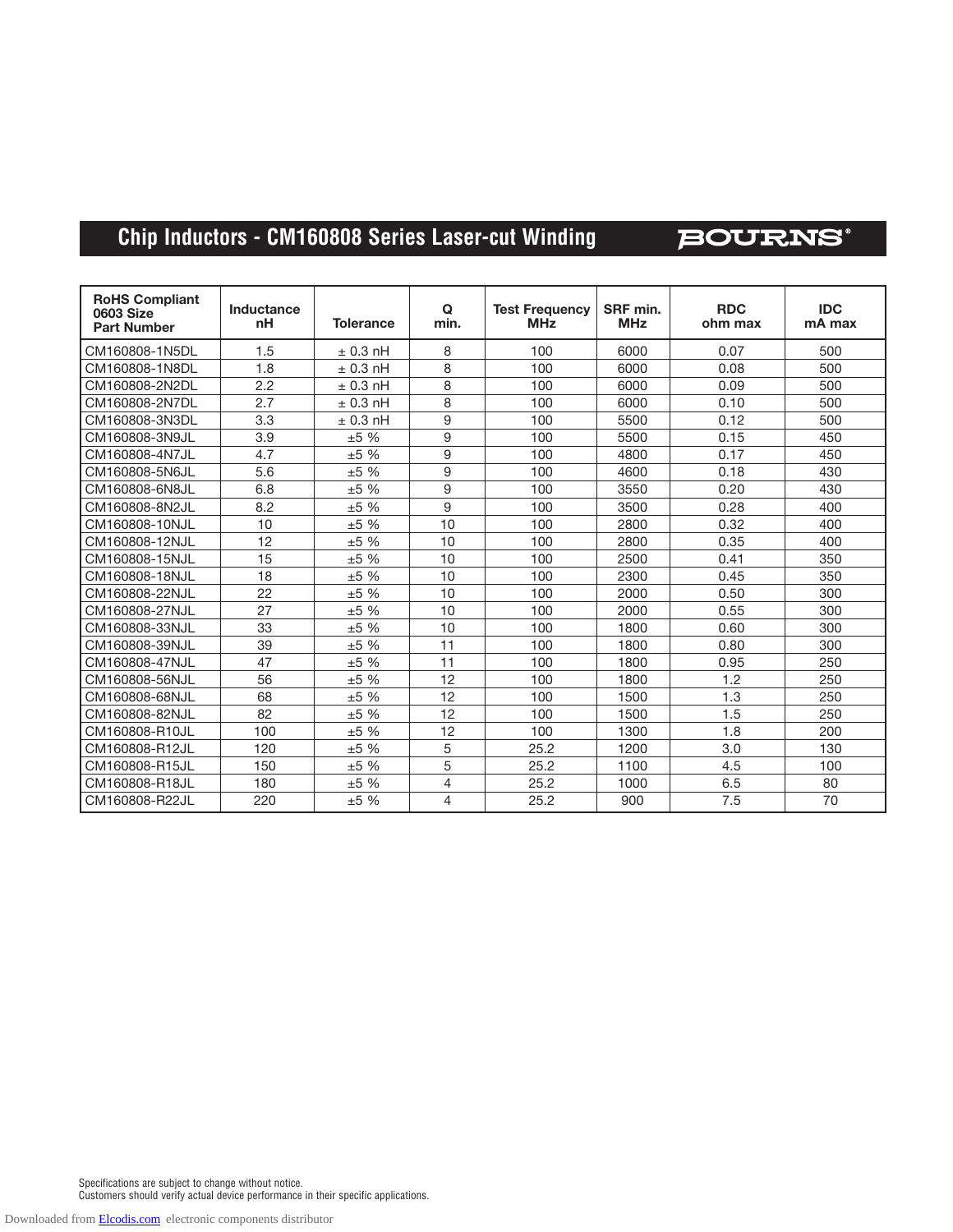## Chip Inductors - CM160808 Series Laser-cut Winding

**BOURNS®**

| RoHS Compliant 0603 Size Part Number | Inductance nH | Tolerance | Q min. | Test Frequency MHz | SRF min. MHz | RDC ohm max | IDC mA max |
|---|---|---|---|---|---|---|---|
| CM160808-1N5DL | 1.5 | ± 0.3 nH | 8 | 100 | 6000 | 0.07 | 500 |
| CM160808-1N8DL | 1.8 | ± 0.3 nH | 8 | 100 | 6000 | 0.08 | 500 |
| CM160808-2N2DL | 2.2 | ± 0.3 nH | 8 | 100 | 6000 | 0.09 | 500 |
| CM160808-2N7DL | 2.7 | ± 0.3 nH | 8 | 100 | 6000 | 0.10 | 500 |
| CM160808-3N3DL | 3.3 | ± 0.3 nH | 9 | 100 | 5500 | 0.12 | 500 |
| CM160808-3N9JL | 3.9 | ±5 % | 9 | 100 | 5500 | 0.15 | 450 |
| CM160808-4N7JL | 4.7 | ±5 % | 9 | 100 | 4800 | 0.17 | 450 |
| CM160808-5N6JL | 5.6 | ±5 % | 9 | 100 | 4600 | 0.18 | 430 |
| CM160808-6N8JL | 6.8 | ±5 % | 9 | 100 | 3550 | 0.20 | 430 |
| CM160808-8N2JL | 8.2 | ±5 % | 9 | 100 | 3500 | 0.28 | 400 |
| CM160808-10NJL | 10 | ±5 % | 10 | 100 | 2800 | 0.32 | 400 |
| CM160808-12NJL | 12 | ±5 % | 10 | 100 | 2800 | 0.35 | 400 |
| CM160808-15NJL | 15 | ±5 % | 10 | 100 | 2500 | 0.41 | 350 |
| CM160808-18NJL | 18 | ±5 % | 10 | 100 | 2300 | 0.45 | 350 |
| CM160808-22NJL | 22 | ±5 % | 10 | 100 | 2000 | 0.50 | 300 |
| CM160808-27NJL | 27 | ±5 % | 10 | 100 | 2000 | 0.55 | 300 |
| CM160808-33NJL | 33 | ±5 % | 10 | 100 | 1800 | 0.60 | 300 |
| CM160808-39NJL | 39 | ±5 % | 11 | 100 | 1800 | 0.80 | 300 |
| CM160808-47NJL | 47 | ±5 % | 11 | 100 | 1800 | 0.95 | 250 |
| CM160808-56NJL | 56 | ±5 % | 12 | 100 | 1800 | 1.2 | 250 |
| CM160808-68NJL | 68 | ±5 % | 12 | 100 | 1500 | 1.3 | 250 |
| CM160808-82NJL | 82 | ±5 % | 12 | 100 | 1500 | 1.5 | 250 |
| CM160808-R10JL | 100 | ±5 % | 12 | 100 | 1300 | 1.8 | 200 |
| CM160808-R12JL | 120 | ±5 % | 5 | 25.2 | 1200 | 3.0 | 130 |
| CM160808-R15JL | 150 | ±5 % | 5 | 25.2 | 1100 | 4.5 | 100 |
| CM160808-R18JL | 180 | ±5 % | 4 | 25.2 | 1000 | 6.5 | 80 |
| CM160808-R22JL | 220 | ±5 % | 4 | 25.2 | 900 | 7.5 | 70 |

Specifications are subject to change without notice.
Customers should verify actual device performance in their specific applications.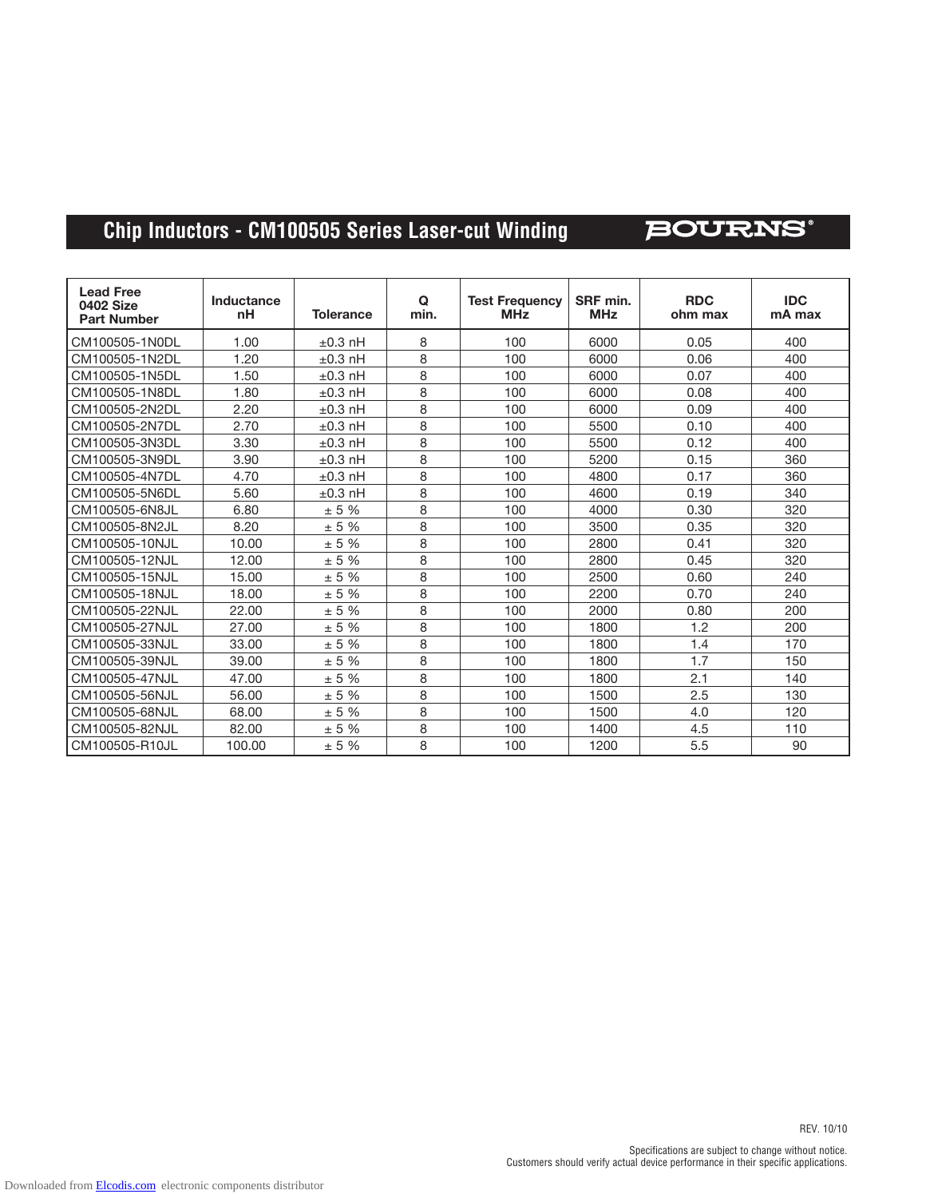## Chip Inductors - CM100505 Series Laser-cut Winding

BOURNS®

| Lead Free 0402 Size Part Number | Inductance nH | Tolerance | Q min. | Test Frequency MHz | SRF min. MHz | RDC ohm max | IDC mA max |
|---|---|---|---|---|---|---|---|
| CM100505-1N0DL | 1.00 | ±0.3 nH | 8 | 100 | 6000 | 0.05 | 400 |
| CM100505-1N2DL | 1.20 | ±0.3 nH | 8 | 100 | 6000 | 0.06 | 400 |
| CM100505-1N5DL | 1.50 | ±0.3 nH | 8 | 100 | 6000 | 0.07 | 400 |
| CM100505-1N8DL | 1.80 | ±0.3 nH | 8 | 100 | 6000 | 0.08 | 400 |
| CM100505-2N2DL | 2.20 | ±0.3 nH | 8 | 100 | 6000 | 0.09 | 400 |
| CM100505-2N7DL | 2.70 | ±0.3 nH | 8 | 100 | 5500 | 0.10 | 400 |
| CM100505-3N3DL | 3.30 | ±0.3 nH | 8 | 100 | 5500 | 0.12 | 400 |
| CM100505-3N9DL | 3.90 | ±0.3 nH | 8 | 100 | 5200 | 0.15 | 360 |
| CM100505-4N7DL | 4.70 | ±0.3 nH | 8 | 100 | 4800 | 0.17 | 360 |
| CM100505-5N6DL | 5.60 | ±0.3 nH | 8 | 100 | 4600 | 0.19 | 340 |
| CM100505-6N8JL | 6.80 | ± 5 % | 8 | 100 | 4000 | 0.30 | 320 |
| CM100505-8N2JL | 8.20 | ± 5 % | 8 | 100 | 3500 | 0.35 | 320 |
| CM100505-10NJL | 10.00 | ± 5 % | 8 | 100 | 2800 | 0.41 | 320 |
| CM100505-12NJL | 12.00 | ± 5 % | 8 | 100 | 2800 | 0.45 | 320 |
| CM100505-15NJL | 15.00 | ± 5 % | 8 | 100 | 2500 | 0.60 | 240 |
| CM100505-18NJL | 18.00 | ± 5 % | 8 | 100 | 2200 | 0.70 | 240 |
| CM100505-22NJL | 22.00 | ± 5 % | 8 | 100 | 2000 | 0.80 | 200 |
| CM100505-27NJL | 27.00 | ± 5 % | 8 | 100 | 1800 | 1.2 | 200 |
| CM100505-33NJL | 33.00 | ± 5 % | 8 | 100 | 1800 | 1.4 | 170 |
| CM100505-39NJL | 39.00 | ± 5 % | 8 | 100 | 1800 | 1.7 | 150 |
| CM100505-47NJL | 47.00 | ± 5 % | 8 | 100 | 1800 | 2.1 | 140 |
| CM100505-56NJL | 56.00 | ± 5 % | 8 | 100 | 1500 | 2.5 | 130 |
| CM100505-68NJL | 68.00 | ± 5 % | 8 | 100 | 1500 | 4.0 | 120 |
| CM100505-82NJL | 82.00 | ± 5 % | 8 | 100 | 1400 | 4.5 | 110 |
| CM100505-R10JL | 100.00 | ± 5 % | 8 | 100 | 1200 | 5.5 | 90 |

REV. 10/10

Specifications are subject to change without notice.
Customers should verify actual device performance in their specific applications.